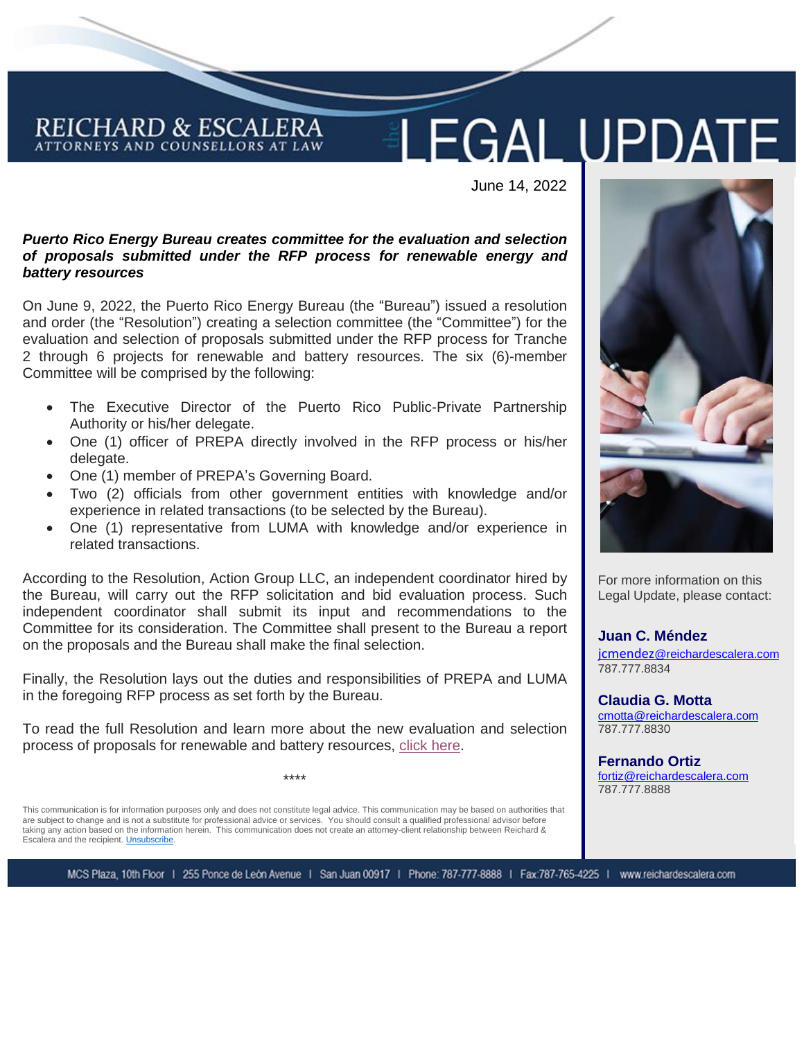# REICHARD & ESCALERA
ATTORNEYS AND COUNSELLORS AT LAW

# the LEGAL UPDATE

June 14, 2022

***Puerto Rico Energy Bureau creates committee for the evaluation and selection of proposals submitted under the RFP process for renewable energy and battery resources***

On June 9, 2022, the Puerto Rico Energy Bureau (the "Bureau") issued a resolution and order (the "Resolution") creating a selection committee (the "Committee") for the evaluation and selection of proposals submitted under the RFP process for Tranche 2 through 6 projects for renewable and battery resources. The six (6)-member Committee will be comprised by the following:

- The Executive Director of the Puerto Rico Public-Private Partnership Authority or his/her delegate.
- One (1) officer of PREPA directly involved in the RFP process or his/her delegate.
- One (1) member of PREPA's Governing Board.
- Two (2) officials from other government entities with knowledge and/or experience in related transactions (to be selected by the Bureau).
- One (1) representative from LUMA with knowledge and/or experience in related transactions.

According to the Resolution, Action Group LLC, an independent coordinator hired by the Bureau, will carry out the RFP solicitation and bid evaluation process. Such independent coordinator shall submit its input and recommendations to the Committee for its consideration. The Committee shall present to the Bureau a report on the proposals and the Bureau shall make the final selection.

Finally, the Resolution lays out the duties and responsibilities of PREPA and LUMA in the foregoing RFP process as set forth by the Bureau.

To read the full Resolution and learn more about the new evaluation and selection process of proposals for renewable and battery resources, click here.

****

This communication is for information purposes only and does not constitute legal advice. This communication may be based on authorities that are subject to change and is not a substitute for professional advice or services. You should consult a qualified professional advisor before taking any action based on the information herein. This communication does not create an attorney-client relationship between Reichard & Escalera and the recipient. Unsubscribe.

For more information on this Legal Update, please contact:

**Juan C. Méndez**
jcmendez@reichardescalera.com
787.777.8834

**Claudia G. Motta**
cmotta@reichardescalera.com
787.777.8830

**Fernando Ortiz**
fortiz@reichardescalera.com
787.777.8888

MCS Plaza, 10th Floor | 255 Ponce de León Avenue | San Juan 00917 | Phone: 787-777-8888 | Fax:787-765-4225 | www.reichardescalera.com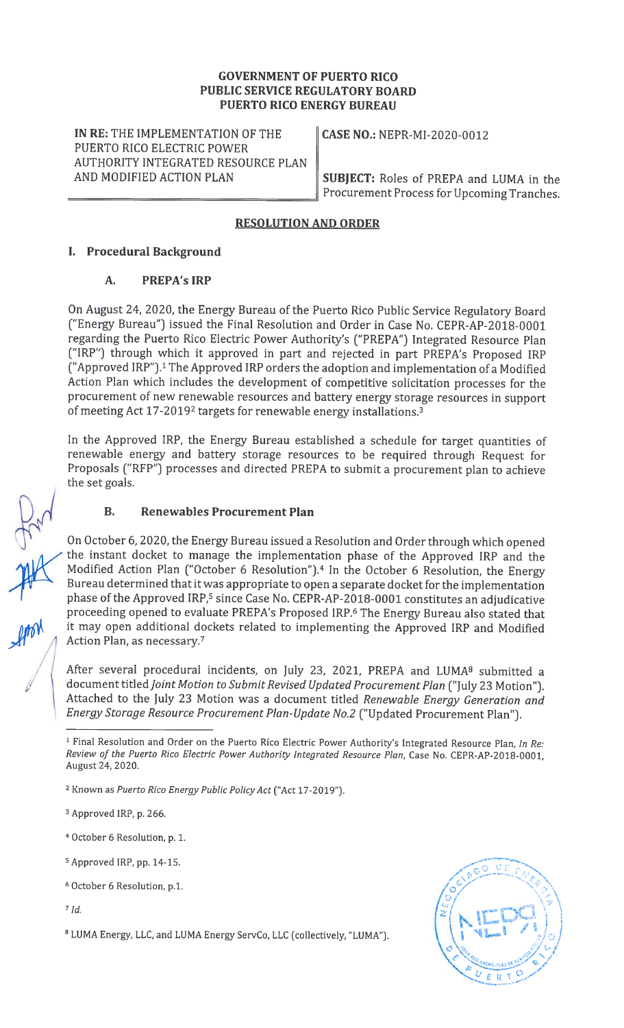**GOVERNMENT OF PUERTO RICO**
**PUBLIC SERVICE REGULATORY BOARD**
**PUERTO RICO ENERGY BUREAU**

| **IN RE:** THE IMPLEMENTATION OF THE PUERTO RICO ELECTRIC POWER AUTHORITY INTEGRATED RESOURCE PLAN AND MODIFIED ACTION PLAN | **CASE NO.:** NEPR-MI-2020-0012<br><br>**SUBJECT:** Roles of PREPA and LUMA in the Procurement Process for Upcoming Tranches. |
|---|---|

## RESOLUTION AND ORDER

### I. Procedural Background

#### A. PREPA's IRP

On August 24, 2020, the Energy Bureau of the Puerto Rico Public Service Regulatory Board ("Energy Bureau") issued the Final Resolution and Order in Case No. CEPR-AP-2018-0001 regarding the Puerto Rico Electric Power Authority's ("PREPA") Integrated Resource Plan ("IRP") through which it approved in part and rejected in part PREPA's Proposed IRP ("Approved IRP").[1] The Approved IRP orders the adoption and implementation of a Modified Action Plan which includes the development of competitive solicitation processes for the procurement of new renewable resources and battery energy storage resources in support of meeting Act 17-2019[2] targets for renewable energy installations.[3]

In the Approved IRP, the Energy Bureau established a schedule for target quantities of renewable energy and battery storage resources to be required through Request for Proposals ("RFP") processes and directed PREPA to submit a procurement plan to achieve the set goals.

#### B. Renewables Procurement Plan

On October 6, 2020, the Energy Bureau issued a Resolution and Order through which opened the instant docket to manage the implementation phase of the Approved IRP and the Modified Action Plan ("October 6 Resolution").[4] In the October 6 Resolution, the Energy Bureau determined that it was appropriate to open a separate docket for the implementation phase of the Approved IRP,[5] since Case No. CEPR-AP-2018-0001 constitutes an adjudicative proceeding opened to evaluate PREPA's Proposed IRP.[6] The Energy Bureau also stated that it may open additional dockets related to implementing the Approved IRP and Modified Action Plan, as necessary.[7]

After several procedural incidents, on July 23, 2021, PREPA and LUMA[8] submitted a document titled *Joint Motion to Submit Revised Updated Procurement Plan* ("July 23 Motion"). Attached to the July 23 Motion was a document titled *Renewable Energy Generation and Energy Storage Resource Procurement Plan-Update No.2* ("Updated Procurement Plan").

---

[1] Final Resolution and Order on the Puerto Rico Electric Power Authority's Integrated Resource Plan, *In Re: Review of the Puerto Rico Electric Power Authority Integrated Resource Plan*, Case No. CEPR-AP-2018-0001, August 24, 2020.

[2] Known as *Puerto Rico Energy Public Policy Act* ("Act 17-2019").

[3] Approved IRP, p. 266.

[4] October 6 Resolution, p. 1.

[5] Approved IRP, pp. 14-15.

[6] October 6 Resolution, p.1.

[7] *Id.*

[8] LUMA Energy, LLC, and LUMA Energy ServCo, LLC (collectively, "LUMA").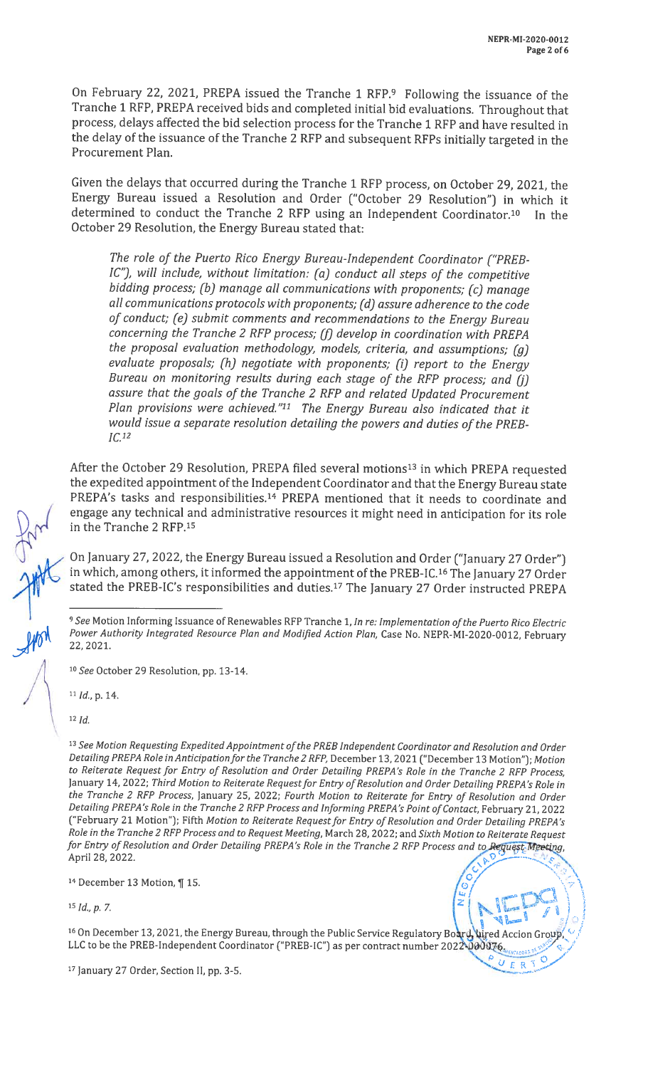On February 22, 2021, PREPA issued the Tranche 1 RFP.[9] Following the issuance of the Tranche 1 RFP, PREPA received bids and completed initial bid evaluations. Throughout that process, delays affected the bid selection process for the Tranche 1 RFP and have resulted in the delay of the issuance of the Tranche 2 RFP and subsequent RFPs initially targeted in the Procurement Plan.

Given the delays that occurred during the Tranche 1 RFP process, on October 29, 2021, the Energy Bureau issued a Resolution and Order ("October 29 Resolution") in which it determined to conduct the Tranche 2 RFP using an Independent Coordinator.[10] In the October 29 Resolution, the Energy Bureau stated that:

> *The role of the Puerto Rico Energy Bureau-Independent Coordinator ("PREB-IC"), will include, without limitation: (a) conduct all steps of the competitive bidding process; (b) manage all communications with proponents; (c) manage all communications protocols with proponents; (d) assure adherence to the code of conduct; (e) submit comments and recommendations to the Energy Bureau concerning the Tranche 2 RFP process; (f) develop in coordination with PREPA the proposal evaluation methodology, models, criteria, and assumptions; (g) evaluate proposals; (h) negotiate with proponents; (i) report to the Energy Bureau on monitoring results during each stage of the RFP process; and (j) assure that the goals of the Tranche 2 RFP and related Updated Procurement Plan provisions were achieved."*[11] The Energy Bureau also indicated that it would issue a separate resolution detailing the powers and duties of the PREB-IC.[12]

After the October 29 Resolution, PREPA filed several motions[13] in which PREPA requested the expedited appointment of the Independent Coordinator and that the Energy Bureau state PREPA's tasks and responsibilities.[14] PREPA mentioned that it needs to coordinate and engage any technical and administrative resources it might need in anticipation for its role in the Tranche 2 RFP.[15]

On January 27, 2022, the Energy Bureau issued a Resolution and Order ("January 27 Order") in which, among others, it informed the appointment of the PREB-IC.[16] The January 27 Order stated the PREB-IC's responsibilities and duties.[17] The January 27 Order instructed PREPA

---

[9] *See* Motion Informing Issuance of Renewables RFP Tranche 1, *In re: Implementation of the Puerto Rico Electric Power Authority Integrated Resource Plan and Modified Action Plan*, Case No. NEPR-MI-2020-0012, February 22, 2021.

[10] *See* October 29 Resolution, pp. 13-14.

[11] *Id.*, p. 14.

[12] *Id.*

[13] *See Motion Requesting Expedited Appointment of the PREB Independent Coordinator and Resolution and Order Detailing PREPA Role in Anticipation for the Tranche 2 RFP*, December 13, 2021 ("December 13 Motion"); *Motion to Reiterate Request for Entry of Resolution and Order Detailing PREPA's Role in the Tranche 2 RFP Process*, January 14, 2022; *Third Motion to Reiterate Request for Entry of Resolution and Order Detailing PREPA's Role in the Tranche 2 RFP Process*, January 25, 2022; *Fourth Motion to Reiterate for Entry of Resolution and Order Detailing PREPA's Role in the Tranche 2 RFP Process and Informing PREPA's Point of Contact*, February 21, 2022 ("February 21 Motion"); Fifth *Motion to Reiterate Request for Entry of Resolution and Order Detailing PREPA's Role in the Tranche 2 RFP Process and to Request Meeting*, March 28, 2022; and *Sixth Motion to Reiterate Request for Entry of Resolution and Order Detailing PREPA's Role in the Tranche 2 RFP Process and to Request Meeting*, April 28, 2022.

[14] December 13 Motion, ¶ 15.

[15] *Id., p. 7.*

[16] On December 13, 2021, the Energy Bureau, through the Public Service Regulatory Board, hired Accion Group, LLC to be the PREB-Independent Coordinator ("PREB-IC") as per contract number 2022-000076.

[17] January 27 Order, Section II, pp. 3-5.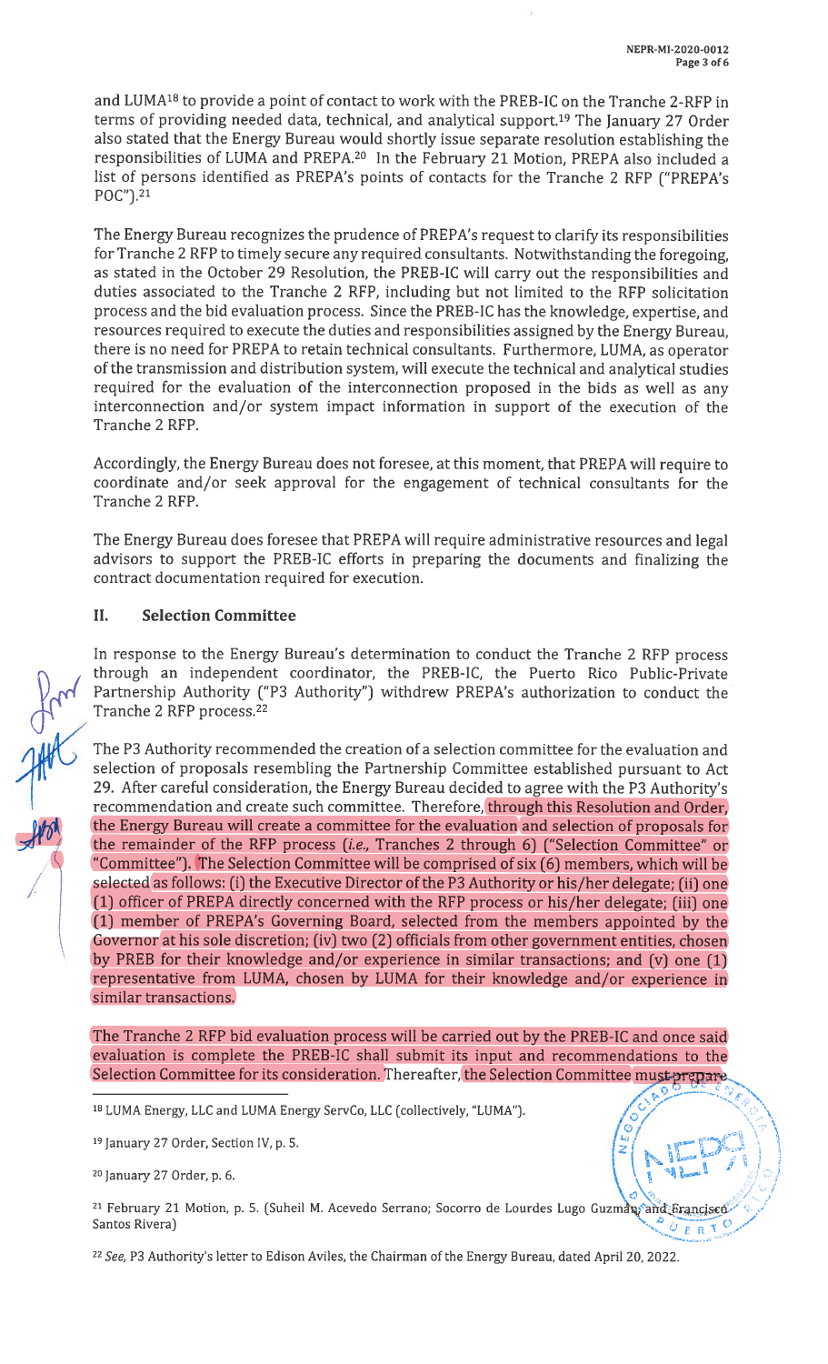and LUMA[18] to provide a point of contact to work with the PREB-IC on the Tranche 2-RFP in terms of providing needed data, technical, and analytical support.[19] The January 27 Order also stated that the Energy Bureau would shortly issue separate resolution establishing the responsibilities of LUMA and PREPA.[20] In the February 21 Motion, PREPA also included a list of persons identified as PREPA's points of contacts for the Tranche 2 RFP ("PREPA's POC").[21]

The Energy Bureau recognizes the prudence of PREPA's request to clarify its responsibilities for Tranche 2 RFP to timely secure any required consultants. Notwithstanding the foregoing, as stated in the October 29 Resolution, the PREB-IC will carry out the responsibilities and duties associated to the Tranche 2 RFP, including but not limited to the RFP solicitation process and the bid evaluation process. Since the PREB-IC has the knowledge, expertise, and resources required to execute the duties and responsibilities assigned by the Energy Bureau, there is no need for PREPA to retain technical consultants. Furthermore, LUMA, as operator of the transmission and distribution system, will execute the technical and analytical studies required for the evaluation of the interconnection proposed in the bids as well as any interconnection and/or system impact information in support of the execution of the Tranche 2 RFP.

Accordingly, the Energy Bureau does not foresee, at this moment, that PREPA will require to coordinate and/or seek approval for the engagement of technical consultants for the Tranche 2 RFP.

The Energy Bureau does foresee that PREPA will require administrative resources and legal advisors to support the PREB-IC efforts in preparing the documents and finalizing the contract documentation required for execution.

## II. Selection Committee

In response to the Energy Bureau's determination to conduct the Tranche 2 RFP process through an independent coordinator, the PREB-IC, the Puerto Rico Public-Private Partnership Authority ("P3 Authority") withdrew PREPA's authorization to conduct the Tranche 2 RFP process.[22]

The P3 Authority recommended the creation of a selection committee for the evaluation and selection of proposals resembling the Partnership Committee established pursuant to Act 29. After careful consideration, the Energy Bureau decided to agree with the P3 Authority's recommendation and create such committee. Therefore, through this Resolution and Order, the Energy Bureau will create a committee for the evaluation and selection of proposals for the remainder of the RFP process (*i.e.,* Tranches 2 through 6) ("Selection Committee" or "Committee"). The Selection Committee will be comprised of six (6) members, which will be selected as follows: (i) the Executive Director of the P3 Authority or his/her delegate; (ii) one (1) officer of PREPA directly concerned with the RFP process or his/her delegate; (iii) one (1) member of PREPA's Governing Board, selected from the members appointed by the Governor at his sole discretion; (iv) two (2) officials from other government entities, chosen by PREB for their knowledge and/or experience in similar transactions; and (v) one (1) representative from LUMA, chosen by LUMA for their knowledge and/or experience in similar transactions.

The Tranche 2 RFP bid evaluation process will be carried out by the PREB-IC and once said evaluation is complete the PREB-IC shall submit its input and recommendations to the Selection Committee for its consideration. Thereafter, the Selection Committee must prepare

---

[18] LUMA Energy, LLC and LUMA Energy ServCo, LLC (collectively, "LUMA").

[19] January 27 Order, Section IV, p. 5.

[20] January 27 Order, p. 6.

[21] February 21 Motion, p. 5. (Suheil M. Acevedo Serrano; Socorro de Lourdes Lugo Guzmán; and Francisco Santos Rivera)

[22] *See,* P3 Authority's letter to Edison Aviles, the Chairman of the Energy Bureau, dated April 20, 2022.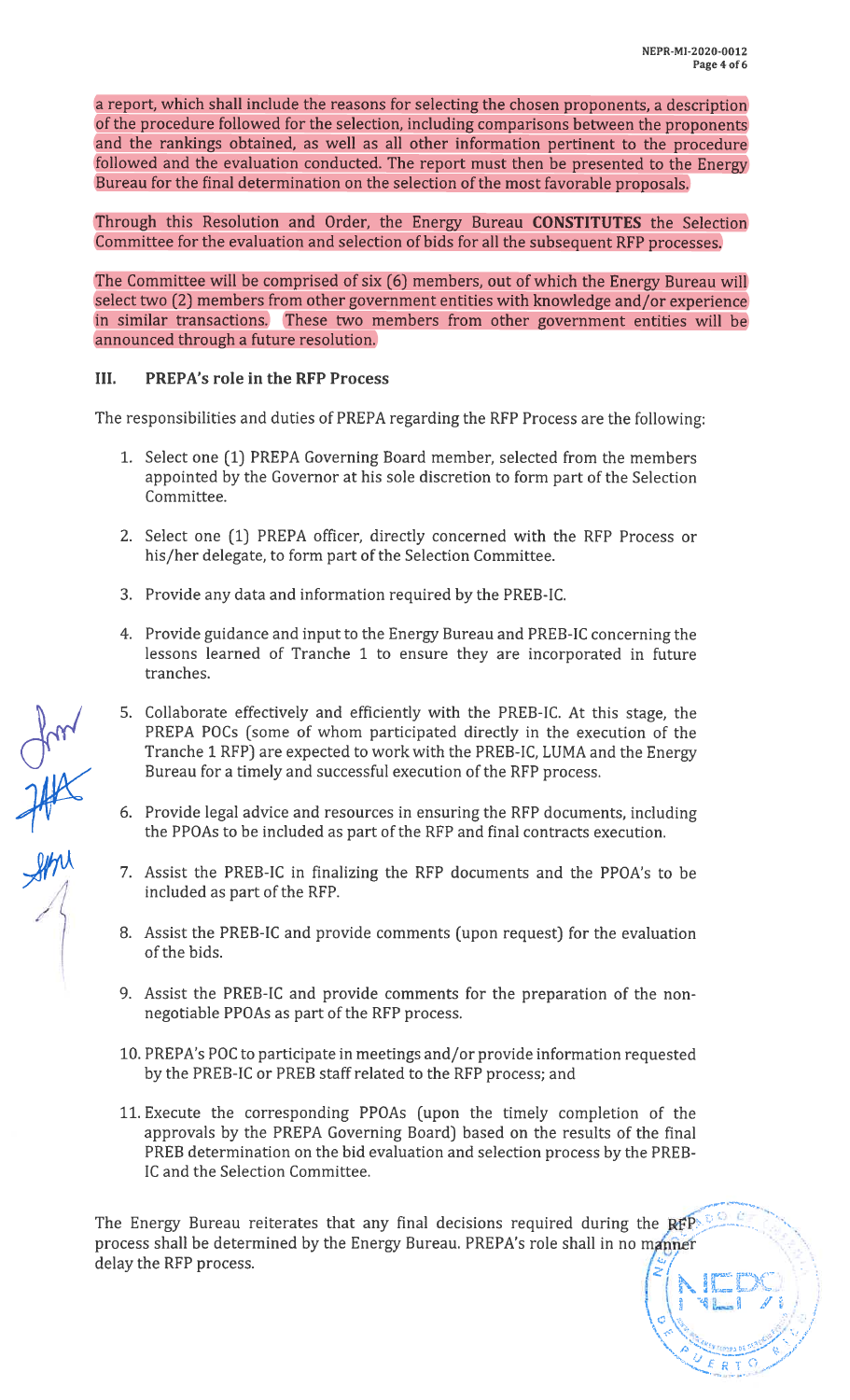a report, which shall include the reasons for selecting the chosen proponents, a description of the procedure followed for the selection, including comparisons between the proponents and the rankings obtained, as well as all other information pertinent to the procedure followed and the evaluation conducted. The report must then be presented to the Energy Bureau for the final determination on the selection of the most favorable proposals.

Through this Resolution and Order, the Energy Bureau **CONSTITUTES** the Selection Committee for the evaluation and selection of bids for all the subsequent RFP processes.

The Committee will be comprised of six (6) members, out of which the Energy Bureau will select two (2) members from other government entities with knowledge and/or experience in similar transactions. These two members from other government entities will be announced through a future resolution.

## III. PREPA's role in the RFP Process

The responsibilities and duties of PREPA regarding the RFP Process are the following:

1. Select one (1) PREPA Governing Board member, selected from the members appointed by the Governor at his sole discretion to form part of the Selection Committee.
2. Select one (1) PREPA officer, directly concerned with the RFP Process or his/her delegate, to form part of the Selection Committee.
3. Provide any data and information required by the PREB-IC.
4. Provide guidance and input to the Energy Bureau and PREB-IC concerning the lessons learned of Tranche 1 to ensure they are incorporated in future tranches.
5. Collaborate effectively and efficiently with the PREB-IC. At this stage, the PREPA POCs (some of whom participated directly in the execution of the Tranche 1 RFP) are expected to work with the PREB-IC, LUMA and the Energy Bureau for a timely and successful execution of the RFP process.
6. Provide legal advice and resources in ensuring the RFP documents, including the PPOAs to be included as part of the RFP and final contracts execution.
7. Assist the PREB-IC in finalizing the RFP documents and the PPOA's to be included as part of the RFP.
8. Assist the PREB-IC and provide comments (upon request) for the evaluation of the bids.
9. Assist the PREB-IC and provide comments for the preparation of the non-negotiable PPOAs as part of the RFP process.
10. PREPA's POC to participate in meetings and/or provide information requested by the PREB-IC or PREB staff related to the RFP process; and
11. Execute the corresponding PPOAs (upon the timely completion of the approvals by the PREPA Governing Board) based on the results of the final PREB determination on the bid evaluation and selection process by the PREB-IC and the Selection Committee.

The Energy Bureau reiterates that any final decisions required during the RFP process shall be determined by the Energy Bureau. PREPA's role shall in no manner delay the RFP process.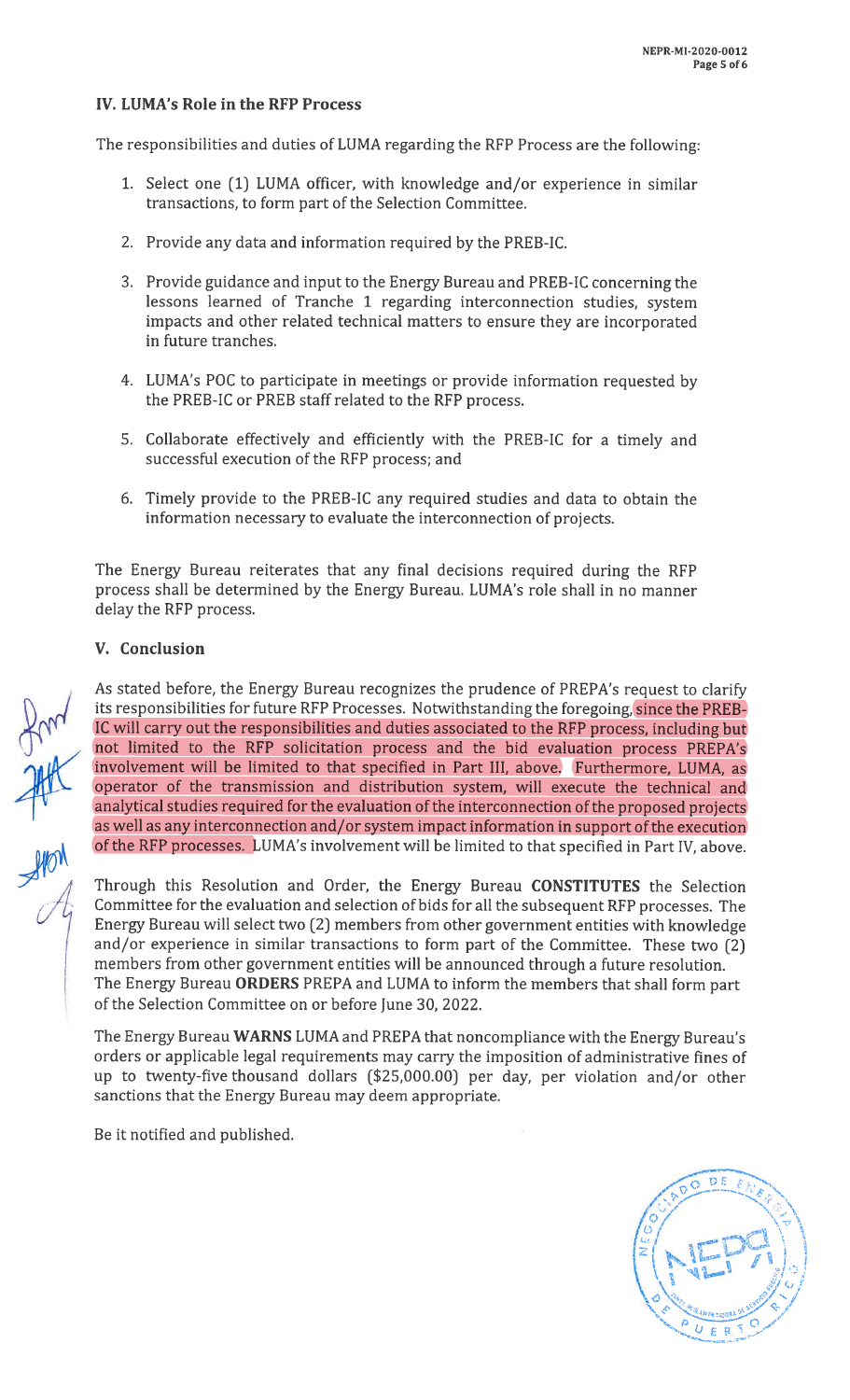## IV. LUMA's Role in the RFP Process

The responsibilities and duties of LUMA regarding the RFP Process are the following:

1. Select one (1) LUMA officer, with knowledge and/or experience in similar transactions, to form part of the Selection Committee.

2. Provide any data and information required by the PREB-IC.

3. Provide guidance and input to the Energy Bureau and PREB-IC concerning the lessons learned of Tranche 1 regarding interconnection studies, system impacts and other related technical matters to ensure they are incorporated in future tranches.

4. LUMA's POC to participate in meetings or provide information requested by the PREB-IC or PREB staff related to the RFP process.

5. Collaborate effectively and efficiently with the PREB-IC for a timely and successful execution of the RFP process; and

6. Timely provide to the PREB-IC any required studies and data to obtain the information necessary to evaluate the interconnection of projects.

The Energy Bureau reiterates that any final decisions required during the RFP process shall be determined by the Energy Bureau. LUMA's role shall in no manner delay the RFP process.

## V. Conclusion

As stated before, the Energy Bureau recognizes the prudence of PREPA's request to clarify its responsibilities for future RFP Processes. Notwithstanding the foregoing, since the PREB-IC will carry out the responsibilities and duties associated to the RFP process, including but not limited to the RFP solicitation process and the bid evaluation process PREPA's involvement will be limited to that specified in Part III, above. Furthermore, LUMA, as operator of the transmission and distribution system, will execute the technical and analytical studies required for the evaluation of the interconnection of the proposed projects as well as any interconnection and/or system impact information in support of the execution of the RFP processes. LUMA's involvement will be limited to that specified in Part IV, above.

Through this Resolution and Order, the Energy Bureau **CONSTITUTES** the Selection Committee for the evaluation and selection of bids for all the subsequent RFP processes. The Energy Bureau will select two (2) members from other government entities with knowledge and/or experience in similar transactions to form part of the Committee. These two (2) members from other government entities will be announced through a future resolution. The Energy Bureau **ORDERS** PREPA and LUMA to inform the members that shall form part of the Selection Committee on or before June 30, 2022.

The Energy Bureau **WARNS** LUMA and PREPA that noncompliance with the Energy Bureau's orders or applicable legal requirements may carry the imposition of administrative fines of up to twenty-five thousand dollars ($25,000.00) per day, per violation and/or other sanctions that the Energy Bureau may deem appropriate.

Be it notified and published.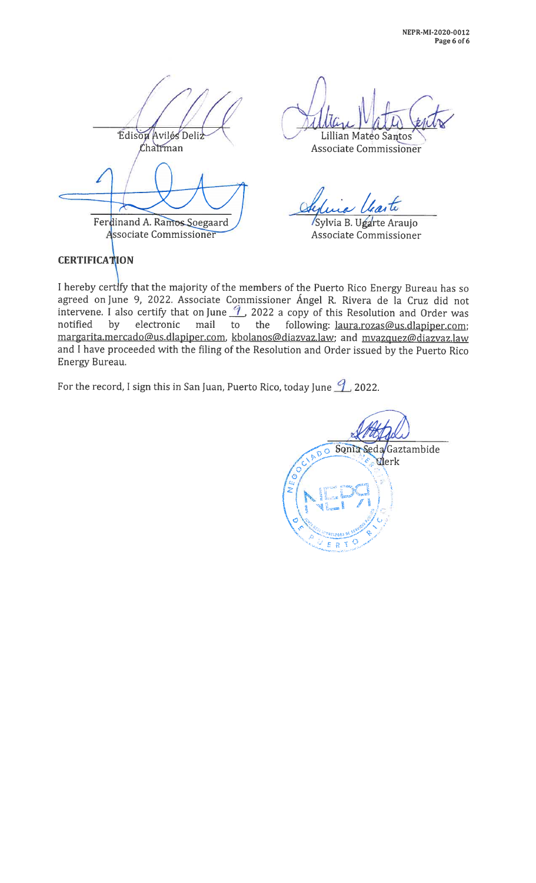Edison Avilés Deliz
Chairman

Lillian Mateo Santos
Associate Commissioner

Ferdinand A. Ramos Soegaard
Associate Commissioner

Sylvia B. Ugarte Araujo
Associate Commissioner

## CERTIFICATION

I hereby certify that the majority of the members of the Puerto Rico Energy Bureau has so agreed on June 9, 2022. Associate Commissioner Ángel R. Rivera de la Cruz did not intervene. I also certify that on June 9, 2022 a copy of this Resolution and Order was notified by electronic mail to the following: laura.rozas@us.dlapiper.com; margarita.mercado@us.dlapiper.com, kbolanos@diazvaz.law; and mvazquez@diazvaz.law and I have proceeded with the filing of the Resolution and Order issued by the Puerto Rico Energy Bureau.

For the record, I sign this in San Juan, Puerto Rico, today June 9, 2022.

Sonia Seda Gaztambide
Clerk